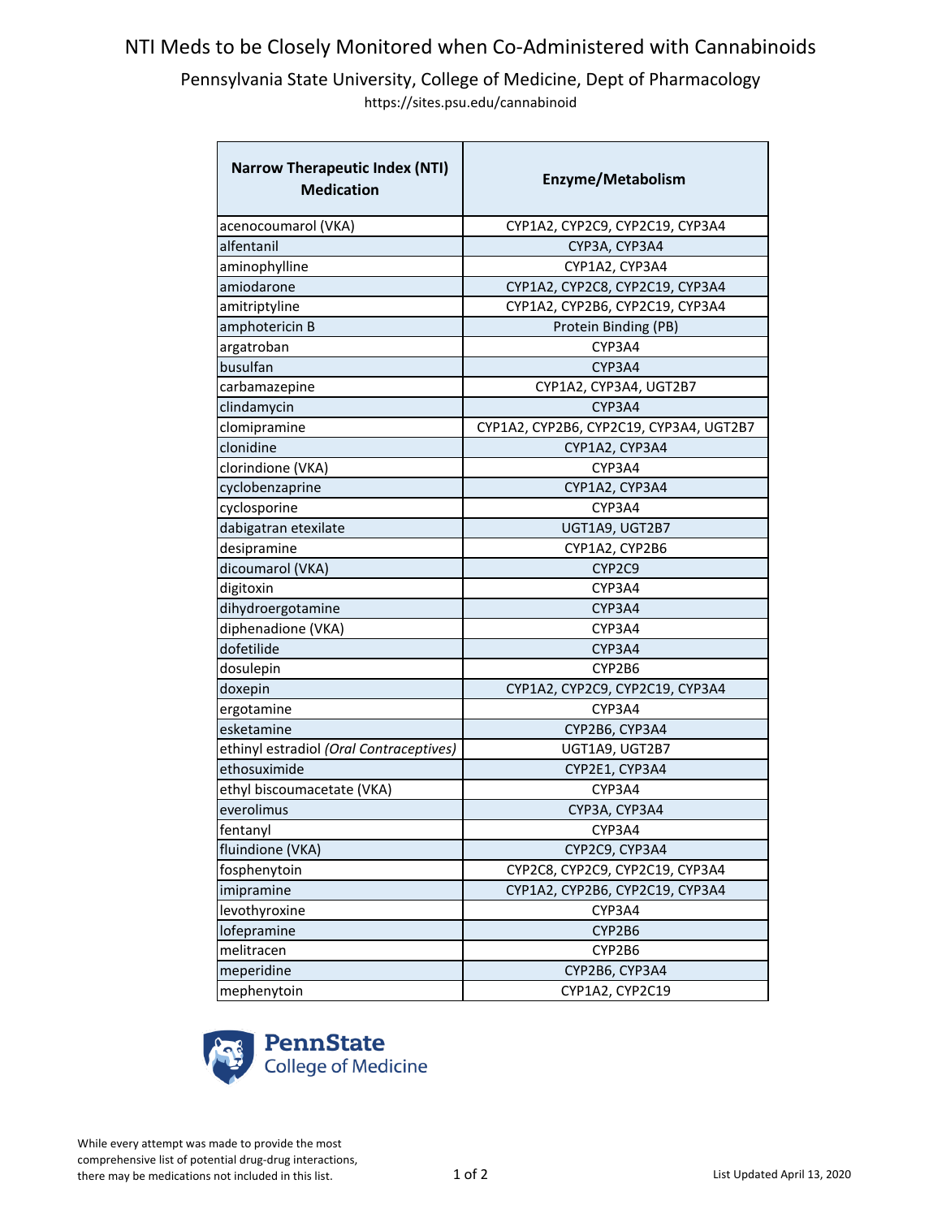# NTI Meds to be Closely Monitored when Co-Administered with Cannabinoids

## Pennsylvania State University, College of Medicine, Dept of Pharmacology

https://sites.psu.edu/cannabinoid

| Narrow Therapeutic Index (NTI) Medication | Enzyme/Metabolism |
|---|---|
| acenocoumarol (VKA) | CYP1A2, CYP2C9, CYP2C19, CYP3A4 |
| alfentanil | CYP3A, CYP3A4 |
| aminophylline | CYP1A2, CYP3A4 |
| amiodarone | CYP1A2, CYP2C8, CYP2C19, CYP3A4 |
| amitriptyline | CYP1A2, CYP2B6, CYP2C19, CYP3A4 |
| amphotericin B | Protein Binding (PB) |
| argatroban | CYP3A4 |
| busulfan | CYP3A4 |
| carbamazepine | CYP1A2, CYP3A4, UGT2B7 |
| clindamycin | CYP3A4 |
| clomipramine | CYP1A2, CYP2B6, CYP2C19, CYP3A4, UGT2B7 |
| clonidine | CYP1A2, CYP3A4 |
| clorindione (VKA) | CYP3A4 |
| cyclobenzaprine | CYP1A2, CYP3A4 |
| cyclosporine | CYP3A4 |
| dabigatran etexilate | UGT1A9, UGT2B7 |
| desipramine | CYP1A2, CYP2B6 |
| dicoumarol (VKA) | CYP2C9 |
| digitoxin | CYP3A4 |
| dihydroergotamine | CYP3A4 |
| diphenadione (VKA) | CYP3A4 |
| dofetilide | CYP3A4 |
| dosulepin | CYP2B6 |
| doxepin | CYP1A2, CYP2C9, CYP2C19, CYP3A4 |
| ergotamine | CYP3A4 |
| esketamine | CYP2B6, CYP3A4 |
| ethinyl estradiol *(Oral Contraceptives)* | UGT1A9, UGT2B7 |
| ethosuximide | CYP2E1, CYP3A4 |
| ethyl biscoumacetate (VKA) | CYP3A4 |
| everolimus | CYP3A, CYP3A4 |
| fentanyl | CYP3A4 |
| fluindione (VKA) | CYP2C9, CYP3A4 |
| fosphenytoin | CYP2C8, CYP2C9, CYP2C19, CYP3A4 |
| imipramine | CYP1A2, CYP2B6, CYP2C19, CYP3A4 |
| levothyroxine | CYP3A4 |
| lofepramine | CYP2B6 |
| melitracen | CYP2B6 |
| meperidine | CYP2B6, CYP3A4 |
| mephenytoin | CYP1A2, CYP2C19 |

PennState College of Medicine

While every attempt was made to provide the most comprehensive list of potential drug-drug interactions, there may be medications not included in this list.

List Updated April 13, 2020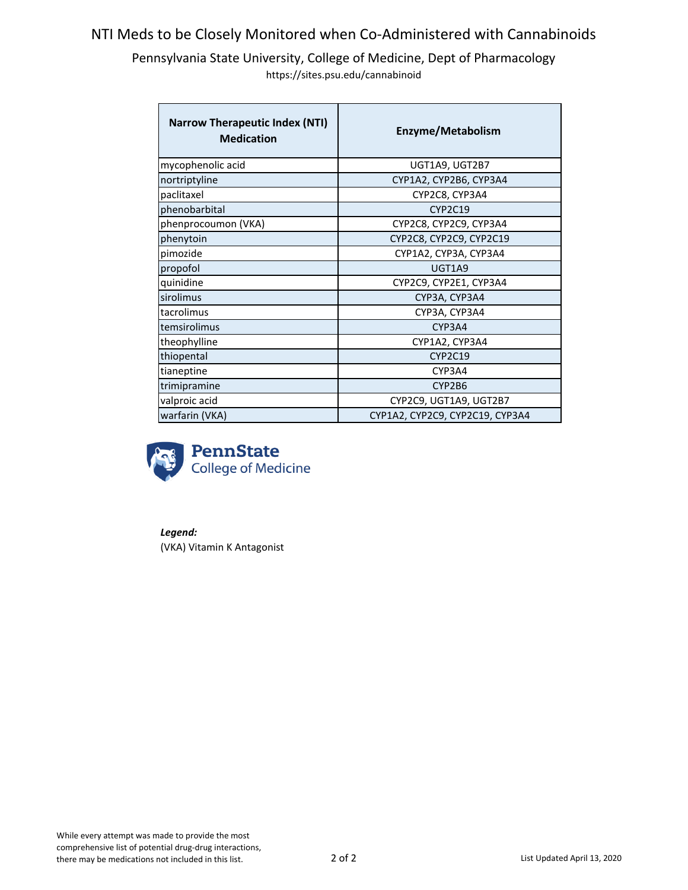# NTI Meds to be Closely Monitored when Co-Administered with Cannabinoids

## Pennsylvania State University, College of Medicine, Dept of Pharmacology

https://sites.psu.edu/cannabinoid

| Narrow Therapeutic Index (NTI) Medication | Enzyme/Metabolism |
|---|---|
| mycophenolic acid | UGT1A9, UGT2B7 |
| nortriptyline | CYP1A2, CYP2B6, CYP3A4 |
| paclitaxel | CYP2C8, CYP3A4 |
| phenobarbital | CYP2C19 |
| phenprocoumon (VKA) | CYP2C8, CYP2C9, CYP3A4 |
| phenytoin | CYP2C8, CYP2C9, CYP2C19 |
| pimozide | CYP1A2, CYP3A, CYP3A4 |
| propofol | UGT1A9 |
| quinidine | CYP2C9, CYP2E1, CYP3A4 |
| sirolimus | CYP3A, CYP3A4 |
| tacrolimus | CYP3A, CYP3A4 |
| temsirolimus | CYP3A4 |
| theophylline | CYP1A2, CYP3A4 |
| thiopental | CYP2C19 |
| tianeptine | CYP3A4 |
| trimipramine | CYP2B6 |
| valproic acid | CYP2C9, UGT1A9, UGT2B7 |
| warfarin (VKA) | CYP1A2, CYP2C9, CYP2C19, CYP3A4 |

PennState College of Medicine

***Legend:***
(VKA) Vitamin K Antagonist

While every attempt was made to provide the most comprehensive list of potential drug-drug interactions, there may be medications not included in this list.

List Updated April 13, 2020